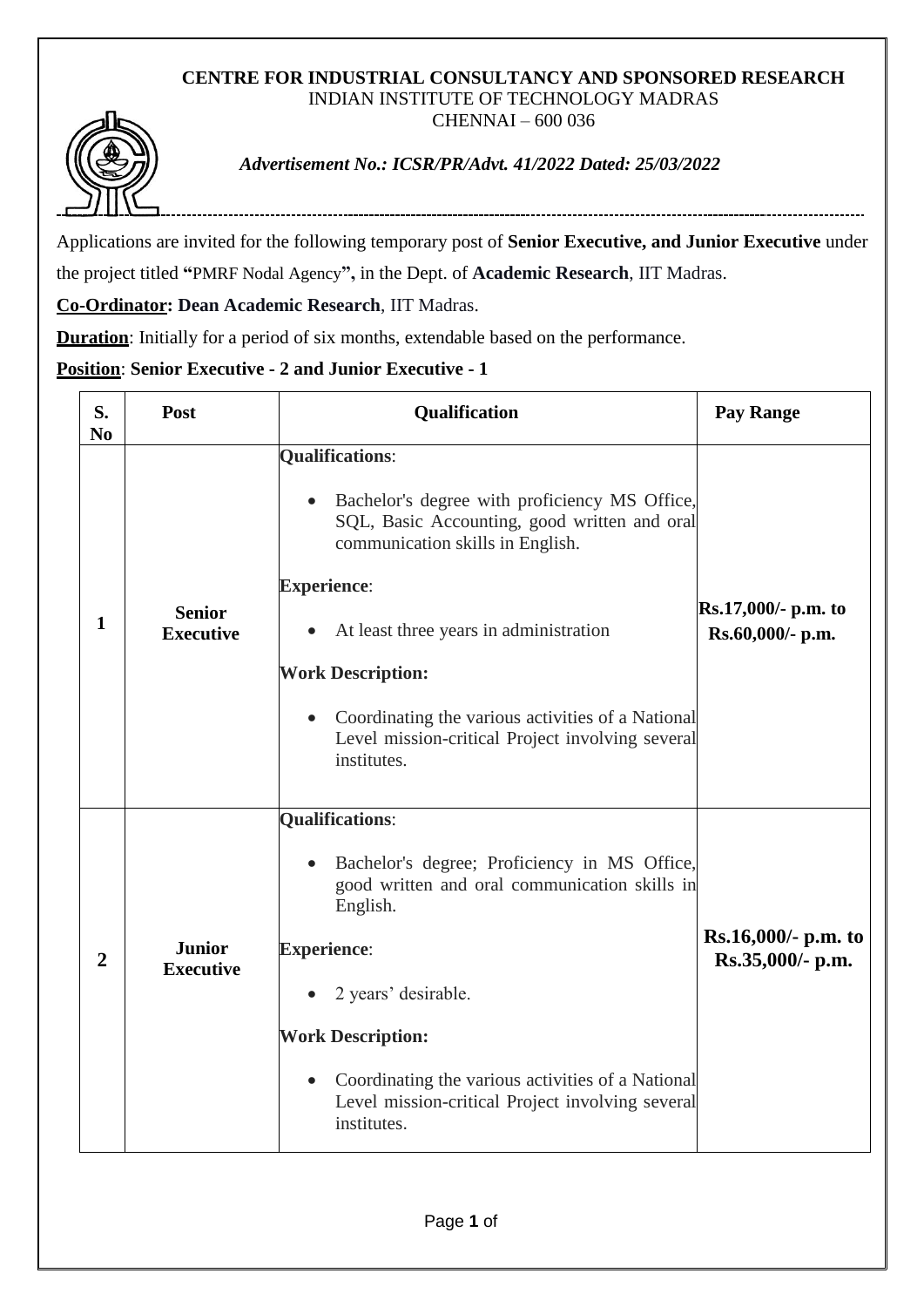**CENTRE FOR INDUSTRIAL CONSULTANCY AND SPONSORED RESEARCH**
INDIAN INSTITUTE OF TECHNOLOGY MADRAS
CHENNAI – 600 036

***Advertisement No.: ICSR/PR/Advt. 41/2022 Dated: 25/03/2022***

---

Applications are invited for the following temporary post of **Senior Executive, and Junior Executive** under the project titled **"**PMRF Nodal Agency**",** in the Dept. of **Academic Research**, IIT Madras.

**Co-Ordinator: Dean Academic Research**, IIT Madras.

**Duration**: Initially for a period of six months, extendable based on the performance.

**Position**: **Senior Executive - 2 and Junior Executive - 1**

| S. No | Post | Qualification | Pay Range |
|---|---|---|---|
| **1** | **Senior Executive** | **Qualifications**:<br>• Bachelor's degree with proficiency MS Office, SQL, Basic Accounting, good written and oral communication skills in English.<br>**Experience**:<br>• At least three years in administration<br>**Work Description:**<br>• Coordinating the various activities of a National Level mission-critical Project involving several institutes. | **Rs.17,000/- p.m. to Rs.60,000/- p.m.** |
| **2** | **Junior Executive** | **Qualifications**:<br>• Bachelor's degree; Proficiency in MS Office, good written and oral communication skills in English.<br>**Experience**:<br>• 2 years' desirable.<br>**Work Description:**<br>• Coordinating the various activities of a National Level mission-critical Project involving several institutes. | **Rs.16,000/- p.m. to Rs.35,000/- p.m.** |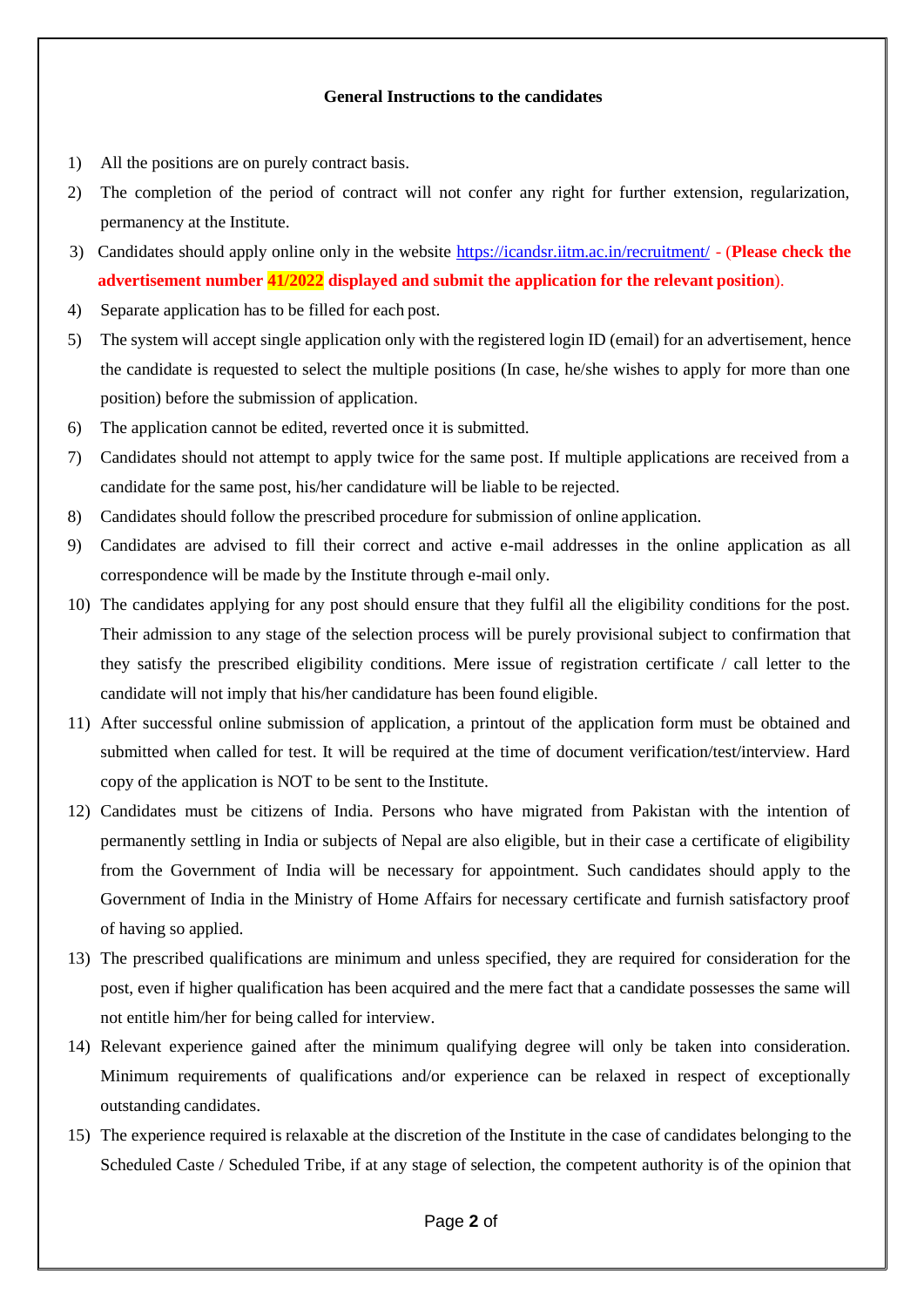**General Instructions to the candidates**

1) All the positions are on purely contract basis.
2) The completion of the period of contract will not confer any right for further extension, regularization, permanency at the Institute.
3) Candidates should apply online only in the website https://icandsr.iitm.ac.in/recruitment/ - (**Please check the advertisement number 41/2022 displayed and submit the application for the relevant position**).
4) Separate application has to be filled for each post.
5) The system will accept single application only with the registered login ID (email) for an advertisement, hence the candidate is requested to select the multiple positions (In case, he/she wishes to apply for more than one position) before the submission of application.
6) The application cannot be edited, reverted once it is submitted.
7) Candidates should not attempt to apply twice for the same post. If multiple applications are received from a candidate for the same post, his/her candidature will be liable to be rejected.
8) Candidates should follow the prescribed procedure for submission of online application.
9) Candidates are advised to fill their correct and active e-mail addresses in the online application as all correspondence will be made by the Institute through e-mail only.
10) The candidates applying for any post should ensure that they fulfil all the eligibility conditions for the post. Their admission to any stage of the selection process will be purely provisional subject to confirmation that they satisfy the prescribed eligibility conditions. Mere issue of registration certificate / call letter to the candidate will not imply that his/her candidature has been found eligible.
11) After successful online submission of application, a printout of the application form must be obtained and submitted when called for test. It will be required at the time of document verification/test/interview. Hard copy of the application is NOT to be sent to the Institute.
12) Candidates must be citizens of India. Persons who have migrated from Pakistan with the intention of permanently settling in India or subjects of Nepal are also eligible, but in their case a certificate of eligibility from the Government of India will be necessary for appointment. Such candidates should apply to the Government of India in the Ministry of Home Affairs for necessary certificate and furnish satisfactory proof of having so applied.
13) The prescribed qualifications are minimum and unless specified, they are required for consideration for the post, even if higher qualification has been acquired and the mere fact that a candidate possesses the same will not entitle him/her for being called for interview.
14) Relevant experience gained after the minimum qualifying degree will only be taken into consideration. Minimum requirements of qualifications and/or experience can be relaxed in respect of exceptionally outstanding candidates.
15) The experience required is relaxable at the discretion of the Institute in the case of candidates belonging to the Scheduled Caste / Scheduled Tribe, if at any stage of selection, the competent authority is of the opinion that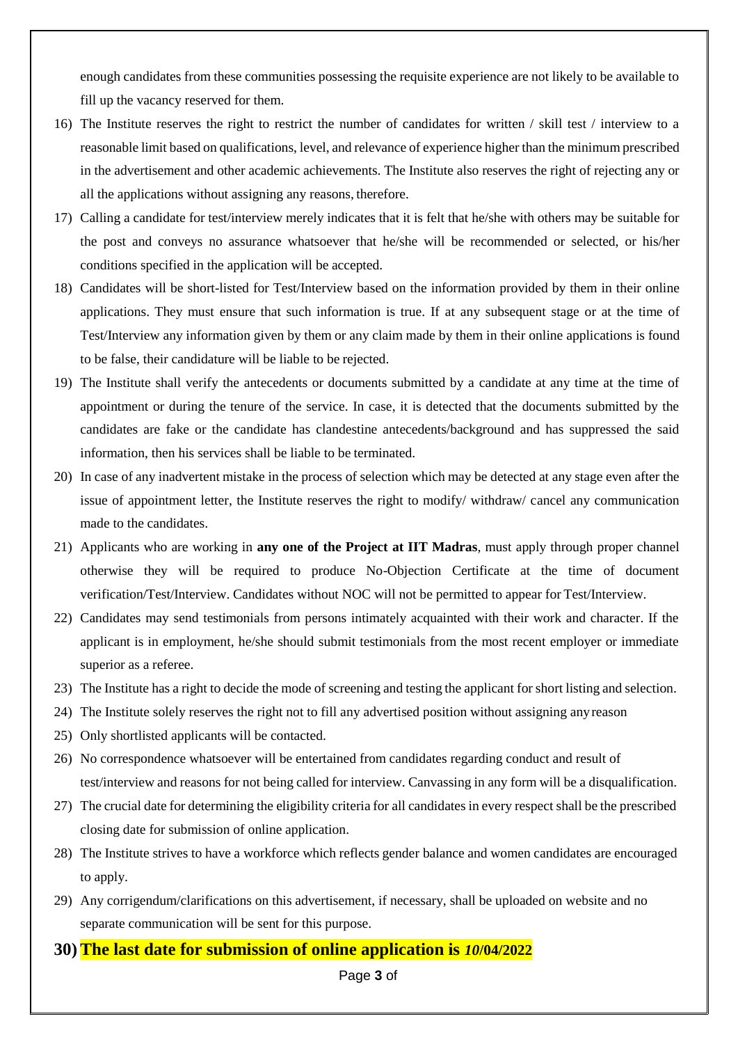enough candidates from these communities possessing the requisite experience are not likely to be available to fill up the vacancy reserved for them.

16) The Institute reserves the right to restrict the number of candidates for written / skill test / interview to a reasonable limit based on qualifications, level, and relevance of experience higher than the minimum prescribed in the advertisement and other academic achievements. The Institute also reserves the right of rejecting any or all the applications without assigning any reasons, therefore.
17) Calling a candidate for test/interview merely indicates that it is felt that he/she with others may be suitable for the post and conveys no assurance whatsoever that he/she will be recommended or selected, or his/her conditions specified in the application will be accepted.
18) Candidates will be short-listed for Test/Interview based on the information provided by them in their online applications. They must ensure that such information is true. If at any subsequent stage or at the time of Test/Interview any information given by them or any claim made by them in their online applications is found to be false, their candidature will be liable to be rejected.
19) The Institute shall verify the antecedents or documents submitted by a candidate at any time at the time of appointment or during the tenure of the service. In case, it is detected that the documents submitted by the candidates are fake or the candidate has clandestine antecedents/background and has suppressed the said information, then his services shall be liable to be terminated.
20) In case of any inadvertent mistake in the process of selection which may be detected at any stage even after the issue of appointment letter, the Institute reserves the right to modify/ withdraw/ cancel any communication made to the candidates.
21) Applicants who are working in **any one of the Project at IIT Madras**, must apply through proper channel otherwise they will be required to produce No-Objection Certificate at the time of document verification/Test/Interview. Candidates without NOC will not be permitted to appear for Test/Interview.
22) Candidates may send testimonials from persons intimately acquainted with their work and character. If the applicant is in employment, he/she should submit testimonials from the most recent employer or immediate superior as a referee.
23) The Institute has a right to decide the mode of screening and testing the applicant for short listing and selection.
24) The Institute solely reserves the right not to fill any advertised position without assigning any reason
25) Only shortlisted applicants will be contacted.
26) No correspondence whatsoever will be entertained from candidates regarding conduct and result of test/interview and reasons for not being called for interview. Canvassing in any form will be a disqualification.
27) The crucial date for determining the eligibility criteria for all candidates in every respect shall be the prescribed closing date for submission of online application.
28) The Institute strives to have a workforce which reflects gender balance and women candidates are encouraged to apply.
29) Any corrigendum/clarifications on this advertisement, if necessary, shall be uploaded on website and no separate communication will be sent for this purpose.
30) **The last date for submission of online application is *10*/04/2022**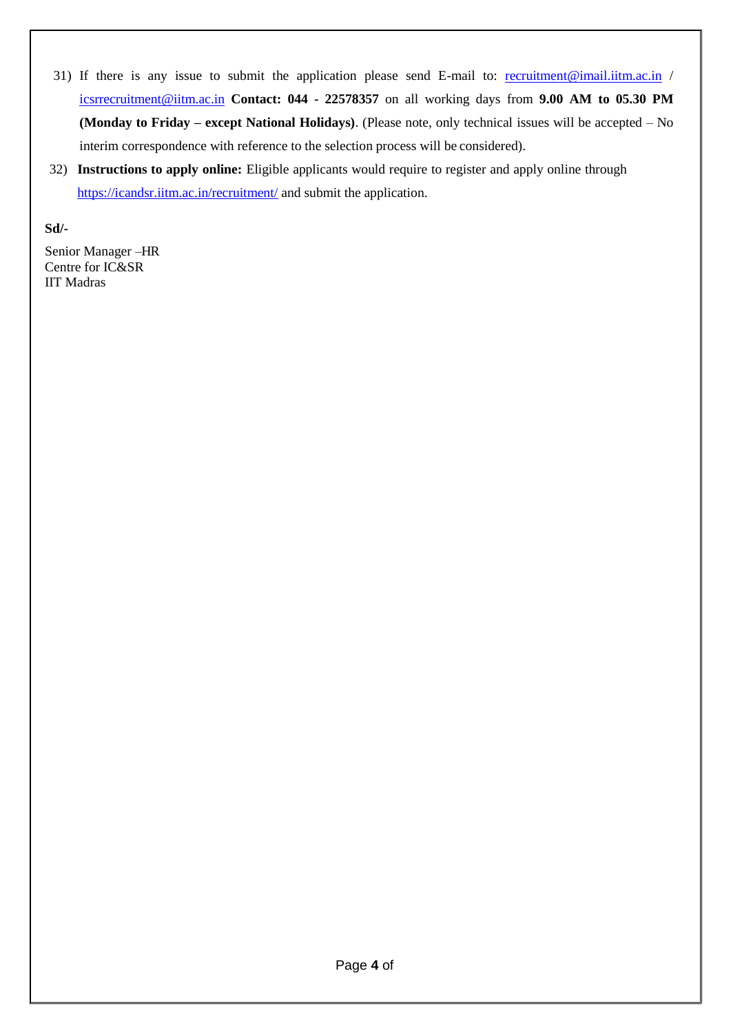31) If there is any issue to submit the application please send E-mail to: recruitment@imail.iitm.ac.in / icsrrecruitment@iitm.ac.in **Contact: 044 - 22578357** on all working days from **9.00 AM to 05.30 PM (Monday to Friday – except National Holidays)**. (Please note, only technical issues will be accepted – No interim correspondence with reference to the selection process will be considered).

32) **Instructions to apply online:** Eligible applicants would require to register and apply online through https://icandsr.iitm.ac.in/recruitment/ and submit the application.

**Sd/-**

Senior Manager –HR
Centre for IC&SR
IIT Madras